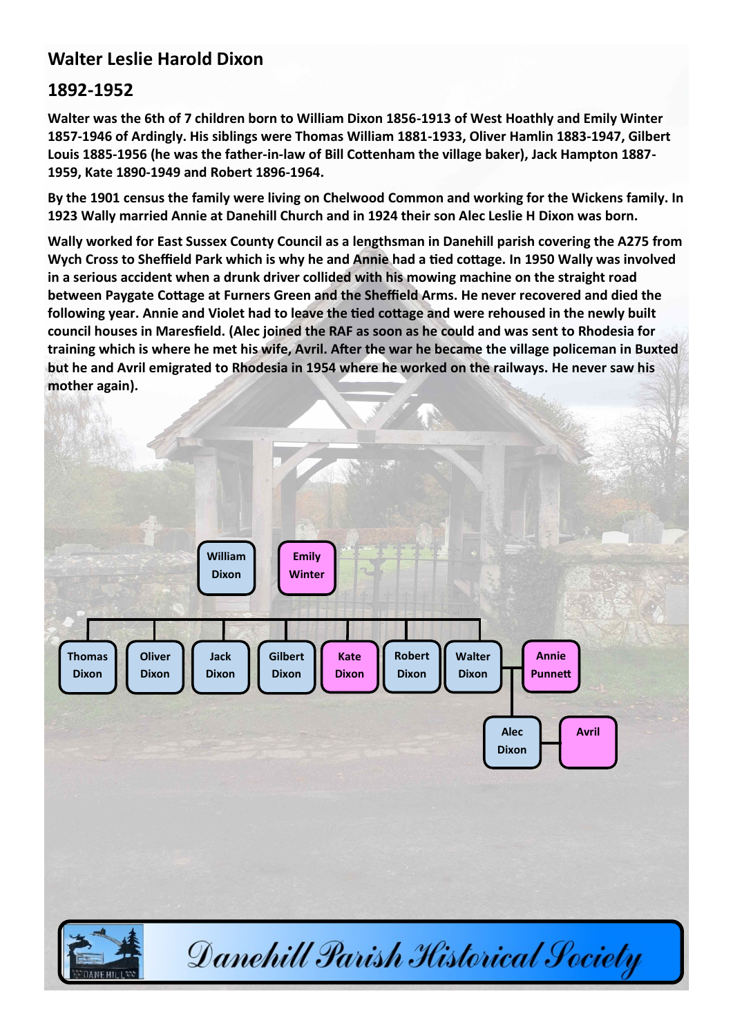## Walter Leslie Harold Dixon

## 1892-1952

**Walter was the 6th of 7 children born to William Dixon 1856-1913 of West Hoathly and Emily Winter 1857-1946 of Ardingly. His siblings were Thomas William 1881-1933, Oliver Hamlin 1883-1947, Gilbert Louis 1885-1956 (he was the father-in-law of Bill Cottenham the village baker), Jack Hampton 1887-1959, Kate 1890-1949 and Robert 1896-1964.**

**By the 1901 census the family were living on Chelwood Common and working for the Wickens family. In 1923 Wally married Annie at Danehill Church and in 1924 their son Alec Leslie H Dixon was born.**

**Wally worked for East Sussex County Council as a lengthsman in Danehill parish covering the A275 from Wych Cross to Sheffield Park which is why he and Annie had a tied cottage. In 1950 Wally was involved in a serious accident when a drunk driver collided with his mowing machine on the straight road between Paygate Cottage at Furners Green and the Sheffield Arms. He never recovered and died the following year. Annie and Violet had to leave the tied cottage and were rehoused in the newly built council houses in Maresfield. (Alec joined the RAF as soon as he could and was sent to Rhodesia for training which is where he met his wife, Avril. After the war he became the village policeman in Buxted but he and Avril emigrated to Rhodesia in 1954 where he worked on the railways. He never saw his mother again).**

William Dixon — Emily Winter

Children: Thomas Dixon, Oliver Dixon, Jack Dixon, Gilbert Dixon, Kate Dixon, Robert Dixon, Walter Dixon

Walter Dixon — Annie Punnett

Alec Dixon — Avril

Danehill Parish Historical Society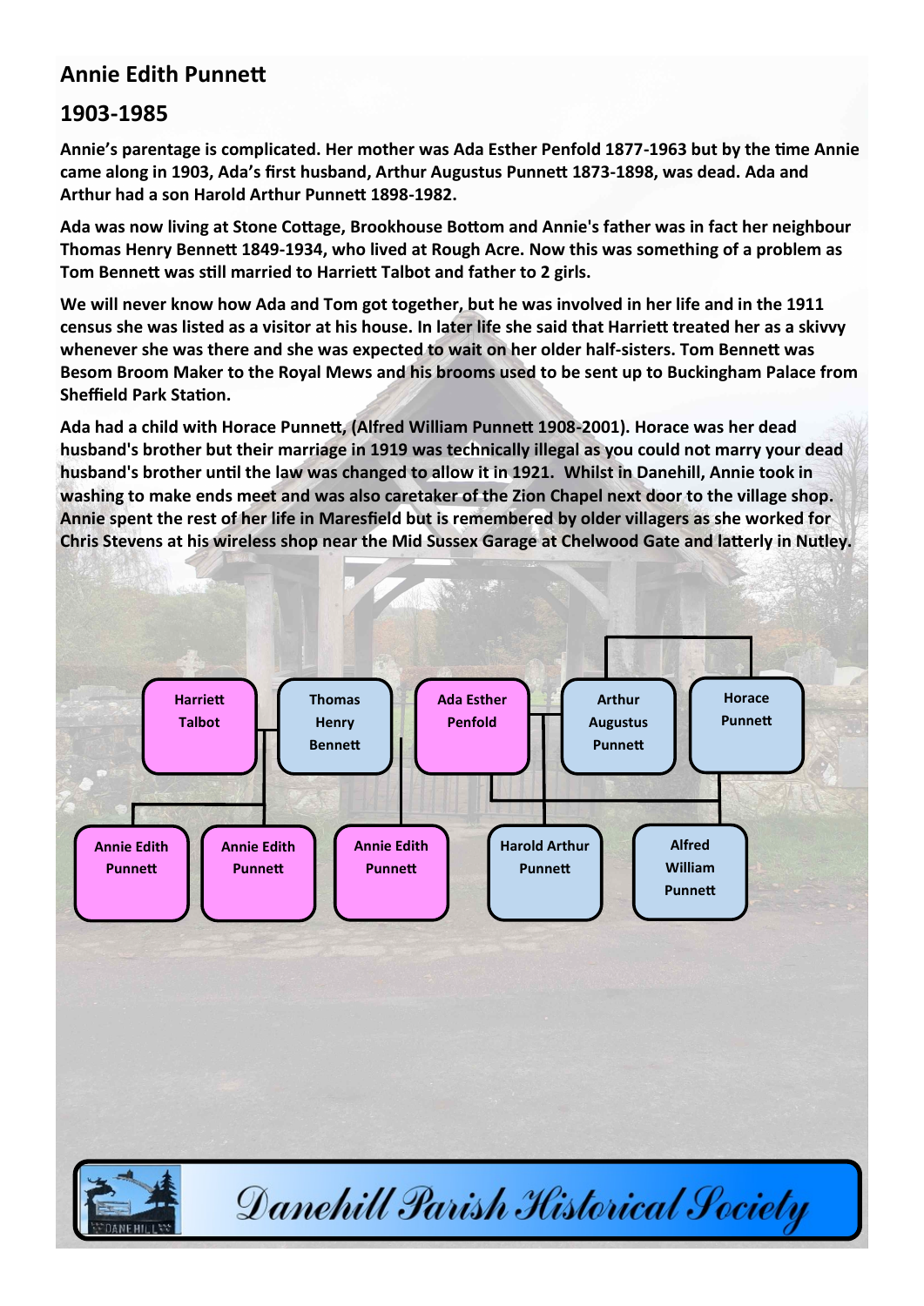## Annie Edith Punnett

## 1903-1985

**Annie's parentage is complicated. Her mother was Ada Esther Penfold 1877-1963 but by the time Annie came along in 1903, Ada's first husband, Arthur Augustus Punnett 1873-1898, was dead. Ada and Arthur had a son Harold Arthur Punnett 1898-1982.**

**Ada was now living at Stone Cottage, Brookhouse Bottom and Annie's father was in fact her neighbour Thomas Henry Bennett 1849-1934, who lived at Rough Acre. Now this was something of a problem as Tom Bennett was still married to Harriett Talbot and father to 2 girls.**

**We will never know how Ada and Tom got together, but he was involved in her life and in the 1911 census she was listed as a visitor at his house. In later life she said that Harriett treated her as a skivvy whenever she was there and she was expected to wait on her older half-sisters. Tom Bennett was Besom Broom Maker to the Royal Mews and his brooms used to be sent up to Buckingham Palace from Sheffield Park Station.**

**Ada had a child with Horace Punnett, (Alfred William Punnett 1908-2001). Horace was her dead husband's brother but their marriage in 1919 was technically illegal as you could not marry your dead husband's brother until the law was changed to allow it in 1921. Whilst in Danehill, Annie took in washing to make ends meet and was also caretaker of the Zion Chapel next door to the village shop. Annie spent the rest of her life in Maresfield but is remembered by older villagers as she worked for Chris Stevens at his wireless shop near the Mid Sussex Garage at Chelwood Gate and latterly in Nutley.**

Harriett Talbot
Thomas Henry Bennett
Ada Esther Penfold
Arthur Augustus Punnett
Horace Punnett

Annie Edith Punnett
Annie Edith Punnett
Annie Edith Punnett
Harold Arthur Punnett
Alfred William Punnett

Danehill Parish Historical Society